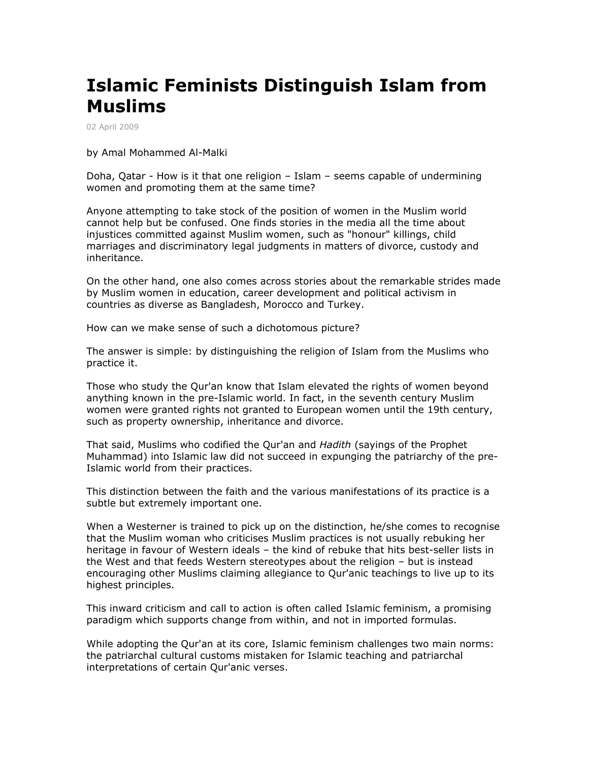# Islamic Feminists Distinguish Islam from Muslims

02 April 2009

by Amal Mohammed Al-Malki

Doha, Qatar - How is it that one religion – Islam – seems capable of undermining women and promoting them at the same time?

Anyone attempting to take stock of the position of women in the Muslim world cannot help but be confused. One finds stories in the media all the time about injustices committed against Muslim women, such as "honour" killings, child marriages and discriminatory legal judgments in matters of divorce, custody and inheritance.

On the other hand, one also comes across stories about the remarkable strides made by Muslim women in education, career development and political activism in countries as diverse as Bangladesh, Morocco and Turkey.

How can we make sense of such a dichotomous picture?

The answer is simple: by distinguishing the religion of Islam from the Muslims who practice it.

Those who study the Qur'an know that Islam elevated the rights of women beyond anything known in the pre-Islamic world. In fact, in the seventh century Muslim women were granted rights not granted to European women until the 19th century, such as property ownership, inheritance and divorce.

That said, Muslims who codified the Qur'an and *Hadith* (sayings of the Prophet Muhammad) into Islamic law did not succeed in expunging the patriarchy of the pre-Islamic world from their practices.

This distinction between the faith and the various manifestations of its practice is a subtle but extremely important one.

When a Westerner is trained to pick up on the distinction, he/she comes to recognise that the Muslim woman who criticises Muslim practices is not usually rebuking her heritage in favour of Western ideals – the kind of rebuke that hits best-seller lists in the West and that feeds Western stereotypes about the religion – but is instead encouraging other Muslims claiming allegiance to Qur'anic teachings to live up to its highest principles.

This inward criticism and call to action is often called Islamic feminism, a promising paradigm which supports change from within, and not in imported formulas.

While adopting the Qur'an at its core, Islamic feminism challenges two main norms: the patriarchal cultural customs mistaken for Islamic teaching and patriarchal interpretations of certain Qur'anic verses.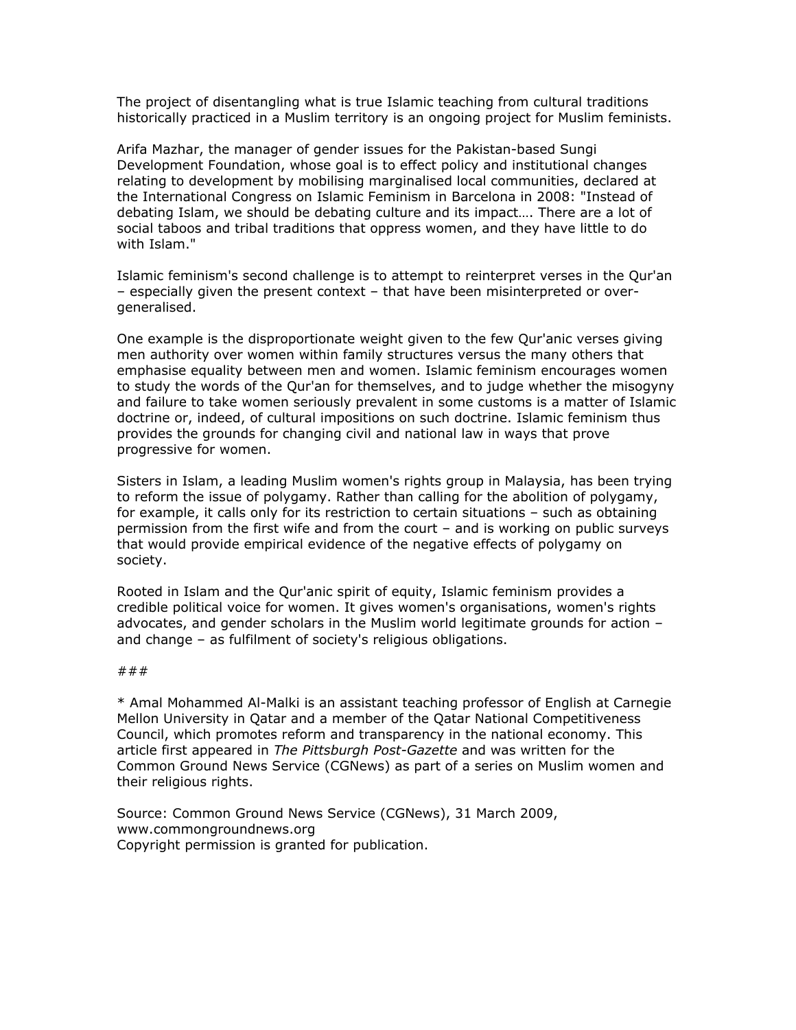The project of disentangling what is true Islamic teaching from cultural traditions historically practiced in a Muslim territory is an ongoing project for Muslim feminists.

Arifa Mazhar, the manager of gender issues for the Pakistan-based Sungi Development Foundation, whose goal is to effect policy and institutional changes relating to development by mobilising marginalised local communities, declared at the International Congress on Islamic Feminism in Barcelona in 2008: "Instead of debating Islam, we should be debating culture and its impact…. There are a lot of social taboos and tribal traditions that oppress women, and they have little to do with Islam."

Islamic feminism's second challenge is to attempt to reinterpret verses in the Qur'an – especially given the present context – that have been misinterpreted or over-generalised.

One example is the disproportionate weight given to the few Qur'anic verses giving men authority over women within family structures versus the many others that emphasise equality between men and women. Islamic feminism encourages women to study the words of the Qur'an for themselves, and to judge whether the misogyny and failure to take women seriously prevalent in some customs is a matter of Islamic doctrine or, indeed, of cultural impositions on such doctrine. Islamic feminism thus provides the grounds for changing civil and national law in ways that prove progressive for women.

Sisters in Islam, a leading Muslim women's rights group in Malaysia, has been trying to reform the issue of polygamy. Rather than calling for the abolition of polygamy, for example, it calls only for its restriction to certain situations – such as obtaining permission from the first wife and from the court – and is working on public surveys that would provide empirical evidence of the negative effects of polygamy on society.

Rooted in Islam and the Qur'anic spirit of equity, Islamic feminism provides a credible political voice for women. It gives women's organisations, women's rights advocates, and gender scholars in the Muslim world legitimate grounds for action – and change – as fulfilment of society's religious obligations.

###

* Amal Mohammed Al-Malki is an assistant teaching professor of English at Carnegie Mellon University in Qatar and a member of the Qatar National Competitiveness Council, which promotes reform and transparency in the national economy. This article first appeared in *The Pittsburgh Post-Gazette* and was written for the Common Ground News Service (CGNews) as part of a series on Muslim women and their religious rights.

Source: Common Ground News Service (CGNews), 31 March 2009, www.commongroundnews.org
Copyright permission is granted for publication.